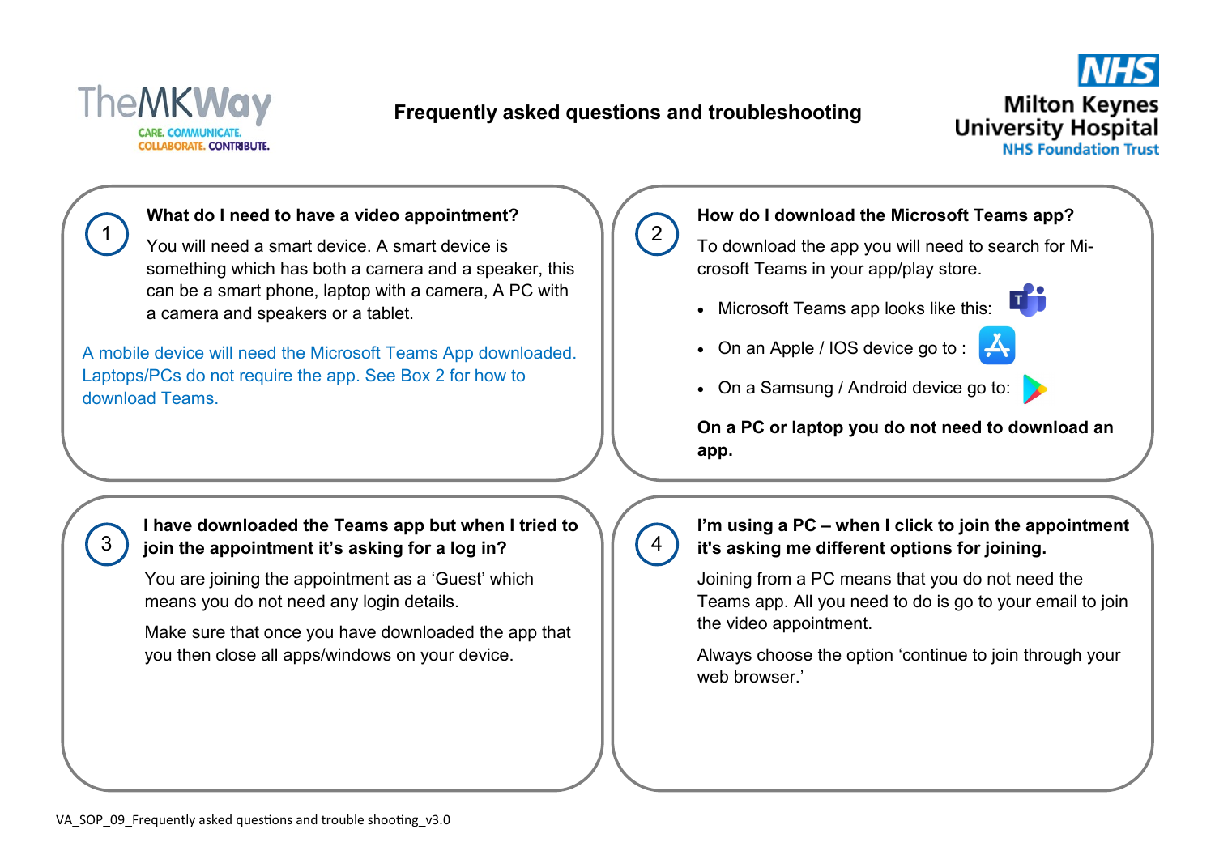# Frequently asked questions and troubleshooting

## 1. What do I need to have a video appointment?

You will need a smart device. A smart device is something which has both a camera and a speaker, this can be a smart phone, laptop with a camera, A PC with a camera and speakers or a tablet.

A mobile device will need the Microsoft Teams App downloaded. Laptops/PCs do not require the app. See Box 2 for how to download Teams.

## 2. How do I download the Microsoft Teams app?

To download the app you will need to search for Microsoft Teams in your app/play store.

- Microsoft Teams app looks like this:
- On an Apple / IOS device go to :
- On a Samsung / Android device go to:

**On a PC or laptop you do not need to download an app.**

## 3. I have downloaded the Teams app but when I tried to join the appointment it's asking for a log in?

You are joining the appointment as a 'Guest' which means you do not need any login details.

Make sure that once you have downloaded the app that you then close all apps/windows on your device.

## 4. I'm using a PC – when I click to join the appointment it's asking me different options for joining.

Joining from a PC means that you do not need the Teams app. All you need to do is go to your email to join the video appointment.

Always choose the option 'continue to join through your web browser.'

VA_SOP_09_Frequently asked questions and trouble shooting_v3.0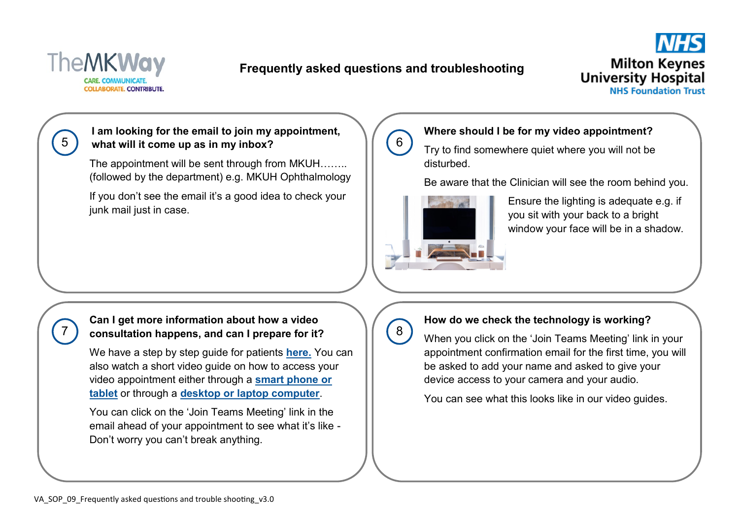# Frequently asked questions and troubleshooting

### 5 I am looking for the email to join my appointment, what will it come up as in my inbox?

The appointment will be sent through from MKUH…….. (followed by the department) e.g. MKUH Ophthalmology

If you don't see the email it's a good idea to check your junk mail just in case.

### 6 Where should I be for my video appointment?

Try to find somewhere quiet where you will not be disturbed.

Be aware that the Clinician will see the room behind you.

Ensure the lighting is adequate e.g. if you sit with your back to a bright window your face will be in a shadow.

### 7 Can I get more information about how a video consultation happens, and can I prepare for it?

We have a step by step guide for patients **here.** You can also watch a short video guide on how to access your video appointment either through a **smart phone or tablet** or through a **desktop or laptop computer**.

You can click on the 'Join Teams Meeting' link in the email ahead of your appointment to see what it's like - Don't worry you can't break anything.

### 8 How do we check the technology is working?

When you click on the 'Join Teams Meeting' link in your appointment confirmation email for the first time, you will be asked to add your name and asked to give your device access to your camera and your audio.

You can see what this looks like in our video guides.

VA_SOP_09_Frequently asked questions and trouble shooting_v3.0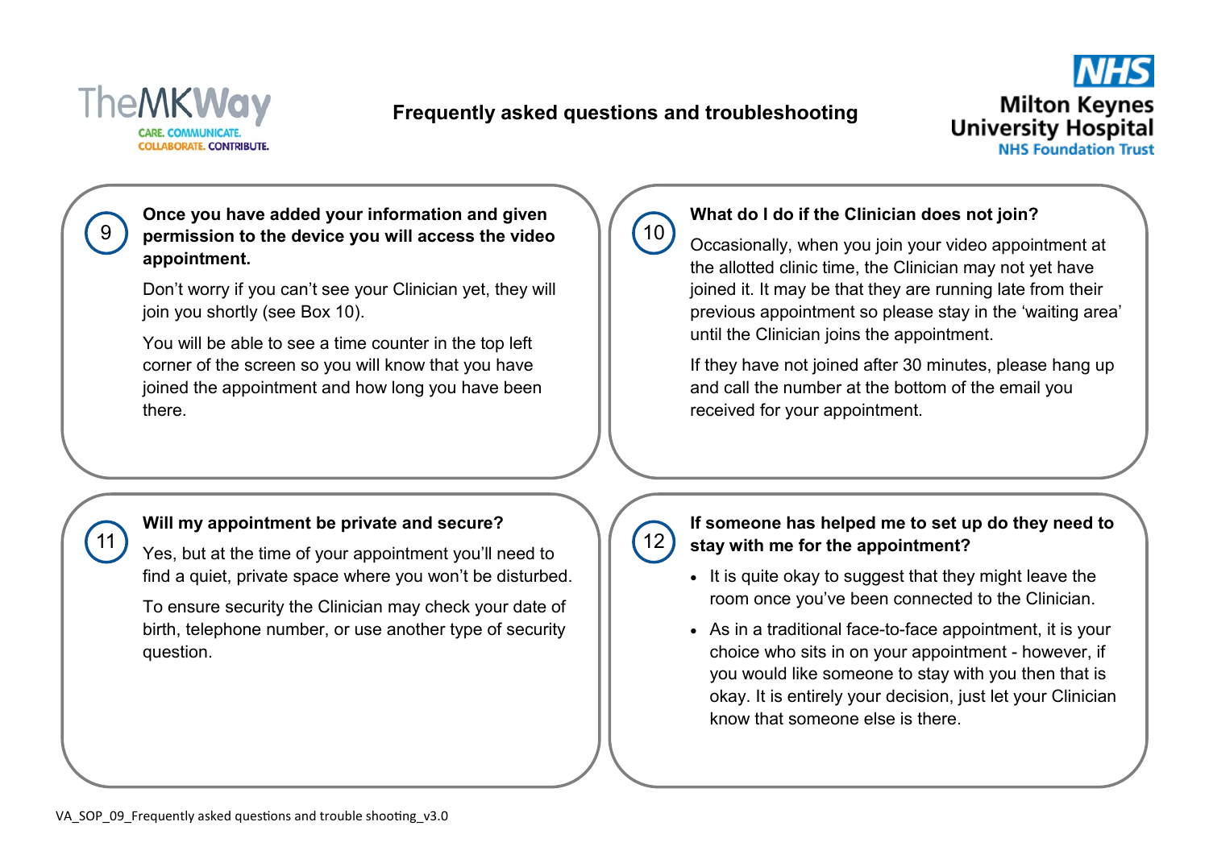# Frequently asked questions and troubleshooting

## 9 Once you have added your information and given permission to the device you will access the video appointment.

Don't worry if you can't see your Clinician yet, they will join you shortly (see Box 10).

You will be able to see a time counter in the top left corner of the screen so you will know that you have joined the appointment and how long you have been there.

## 10 What do I do if the Clinician does not join?

Occasionally, when you join your video appointment at the allotted clinic time, the Clinician may not yet have joined it. It may be that they are running late from their previous appointment so please stay in the 'waiting area' until the Clinician joins the appointment.

If they have not joined after 30 minutes, please hang up and call the number at the bottom of the email you received for your appointment.

## 11 Will my appointment be private and secure?

Yes, but at the time of your appointment you'll need to find a quiet, private space where you won't be disturbed.

To ensure security the Clinician may check your date of birth, telephone number, or use another type of security question.

## 12 If someone has helped me to set up do they need to stay with me for the appointment?

- It is quite okay to suggest that they might leave the room once you've been connected to the Clinician.
- As in a traditional face-to-face appointment, it is your choice who sits in on your appointment - however, if you would like someone to stay with you then that is okay. It is entirely your decision, just let your Clinician know that someone else is there.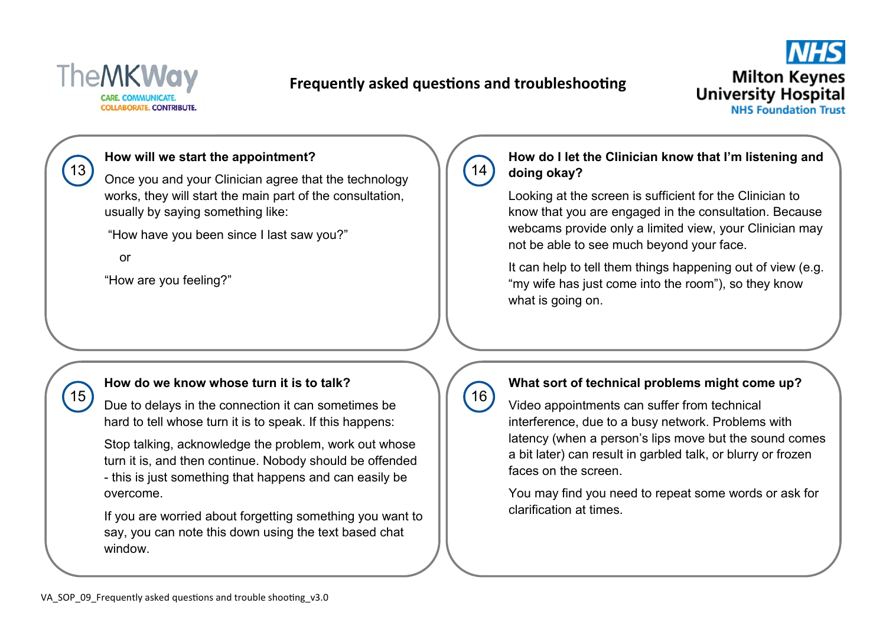# Frequently asked questions and troubleshooting

### 13. How will we start the appointment?

Once you and your Clinician agree that the technology works, they will start the main part of the consultation, usually by saying something like:

"How have you been since I last saw you?"

or

"How are you feeling?"

### 14. How do I let the Clinician know that I'm listening and doing okay?

Looking at the screen is sufficient for the Clinician to know that you are engaged in the consultation. Because webcams provide only a limited view, your Clinician may not be able to see much beyond your face.

It can help to tell them things happening out of view (e.g. "my wife has just come into the room"), so they know what is going on.

### 15. How do we know whose turn it is to talk?

Due to delays in the connection it can sometimes be hard to tell whose turn it is to speak. If this happens:

Stop talking, acknowledge the problem, work out whose turn it is, and then continue. Nobody should be offended - this is just something that happens and can easily be overcome.

If you are worried about forgetting something you want to say, you can note this down using the text based chat window.

### 16. What sort of technical problems might come up?

Video appointments can suffer from technical interference, due to a busy network. Problems with latency (when a person's lips move but the sound comes a bit later) can result in garbled talk, or blurry or frozen faces on the screen.

You may find you need to repeat some words or ask for clarification at times.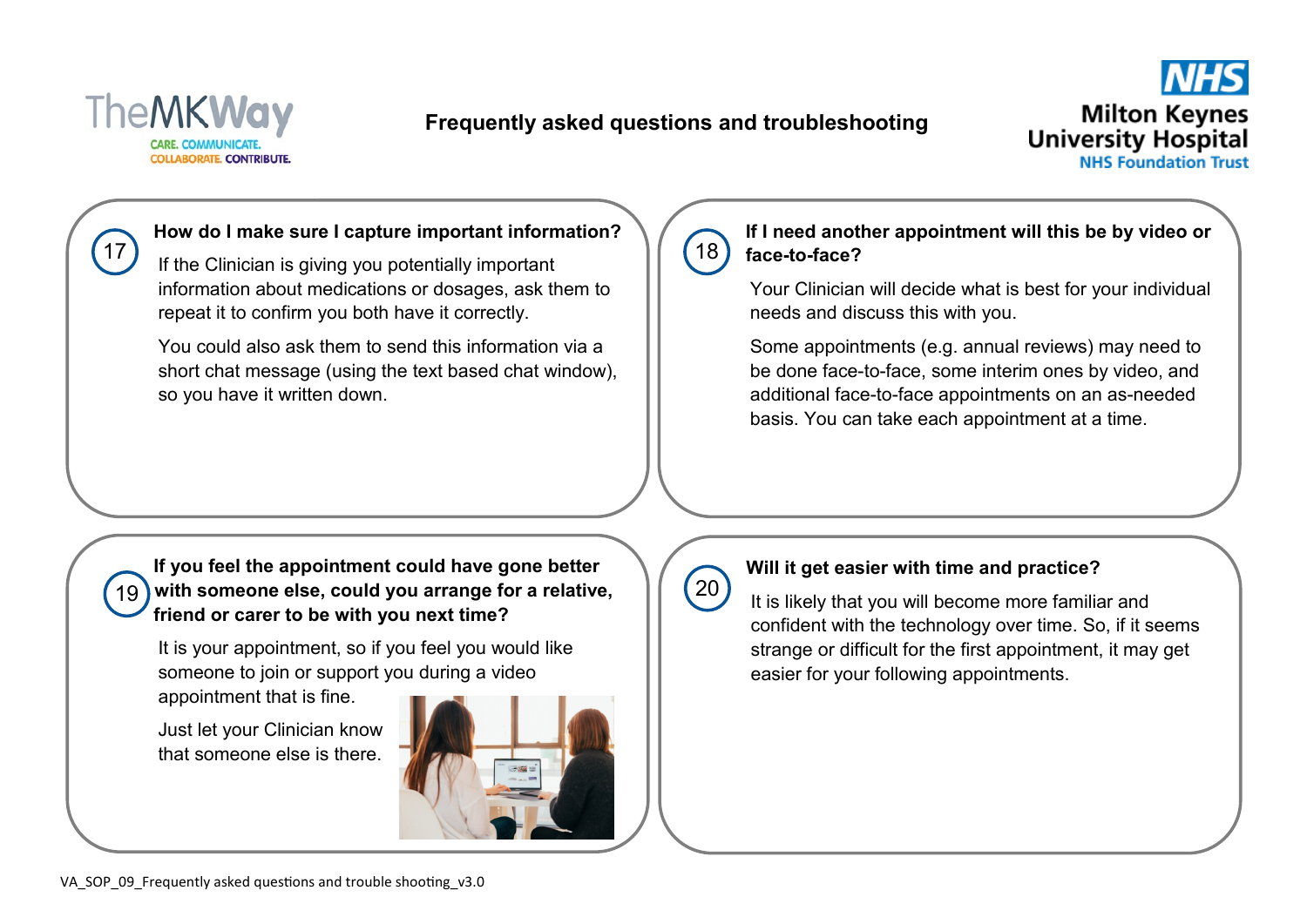# Frequently asked questions and troubleshooting

### 17 How do I make sure I capture important information?

If the Clinician is giving you potentially important information about medications or dosages, ask them to repeat it to confirm you both have it correctly.

You could also ask them to send this information via a short chat message (using the text based chat window), so you have it written down.

### 18 If I need another appointment will this be by video or face-to-face?

Your Clinician will decide what is best for your individual needs and discuss this with you.

Some appointments (e.g. annual reviews) may need to be done face-to-face, some interim ones by video, and additional face-to-face appointments on an as-needed basis. You can take each appointment at a time.

### 19 If you feel the appointment could have gone better with someone else, could you arrange for a relative, friend or carer to be with you next time?

It is your appointment, so if you feel you would like someone to join or support you during a video appointment that is fine.

Just let your Clinician know that someone else is there.

### 20 Will it get easier with time and practice?

It is likely that you will become more familiar and confident with the technology over time. So, if it seems strange or difficult for the first appointment, it may get easier for your following appointments.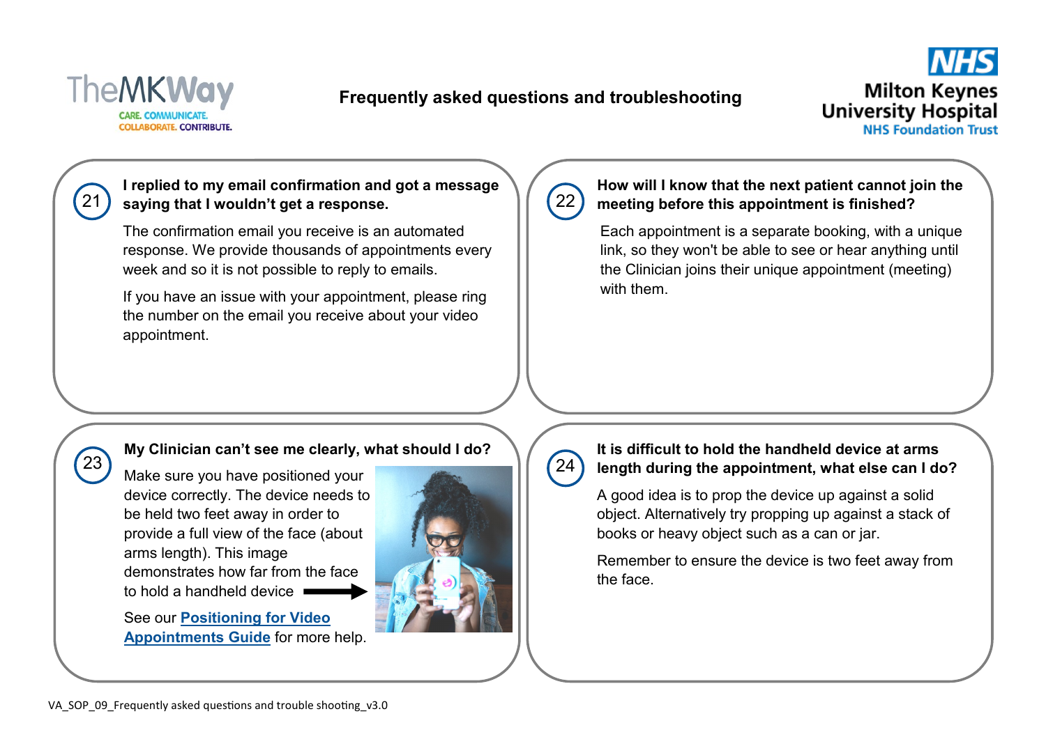# Frequently asked questions and troubleshooting

## 21 I replied to my email confirmation and got a message saying that I wouldn't get a response.

The confirmation email you receive is an automated response. We provide thousands of appointments every week and so it is not possible to reply to emails.

If you have an issue with your appointment, please ring the number on the email you receive about your video appointment.

## 22 How will I know that the next patient cannot join the meeting before this appointment is finished?

Each appointment is a separate booking, with a unique link, so they won't be able to see or hear anything until the Clinician joins their unique appointment (meeting) with them.

## 23 My Clinician can't see me clearly, what should I do?

Make sure you have positioned your device correctly. The device needs to be held two feet away in order to provide a full view of the face (about arms length). This image demonstrates how far from the face to hold a handheld device →

See our **Positioning for Video Appointments Guide** for more help.

## 24 It is difficult to hold the handheld device at arms length during the appointment, what else can I do?

A good idea is to prop the device up against a solid object. Alternatively try propping up against a stack of books or heavy object such as a can or jar.

Remember to ensure the device is two feet away from the face.

VA_SOP_09_Frequently asked questions and trouble shooting_v3.0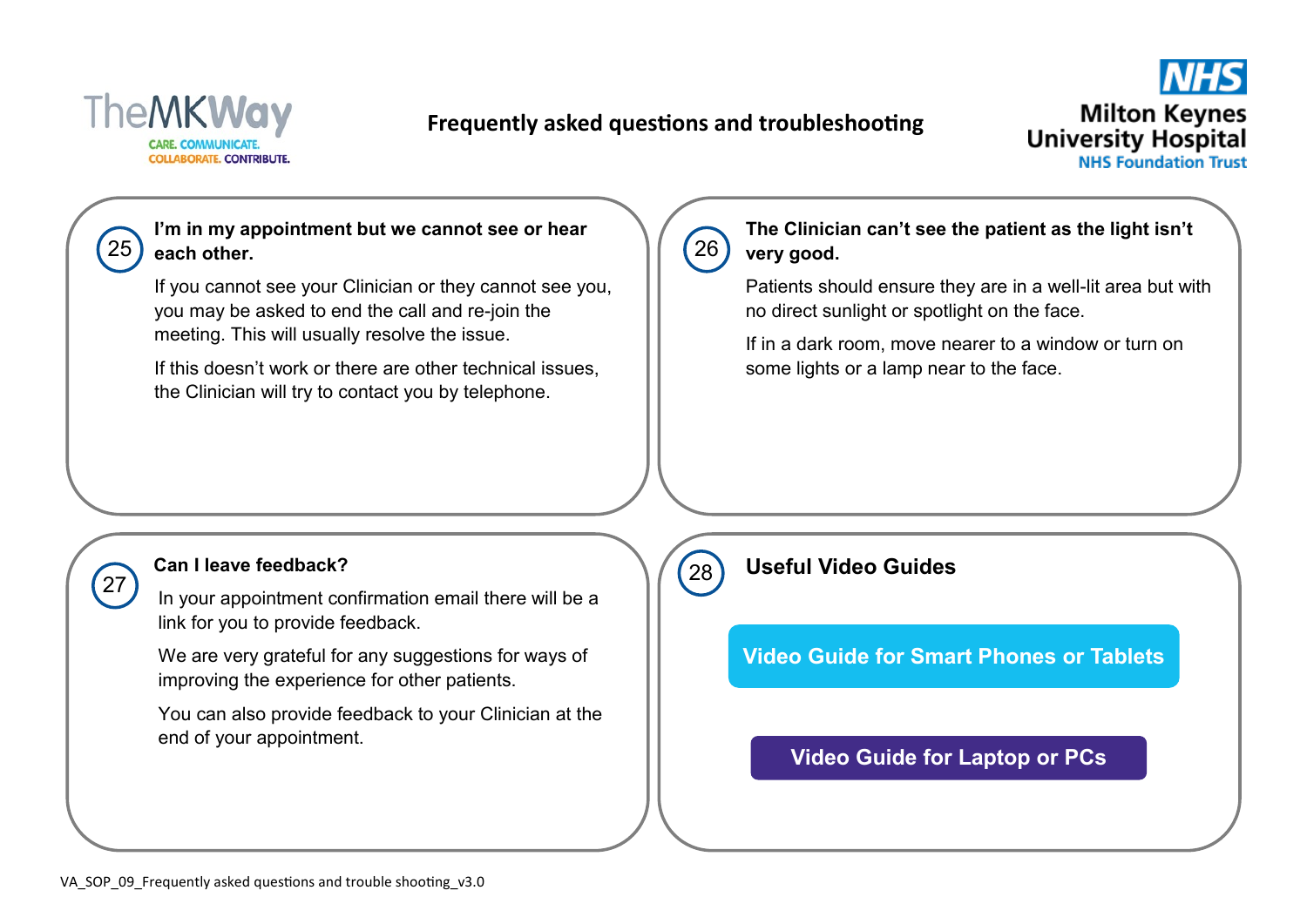# Frequently asked questions and troubleshooting

### 25 I'm in my appointment but we cannot see or hear each other.

If you cannot see your Clinician or they cannot see you, you may be asked to end the call and re-join the meeting. This will usually resolve the issue.

If this doesn't work or there are other technical issues, the Clinician will try to contact you by telephone.

### 26 The Clinician can't see the patient as the light isn't very good.

Patients should ensure they are in a well-lit area but with no direct sunlight or spotlight on the face.

If in a dark room, move nearer to a window or turn on some lights or a lamp near to the face.

### 27 Can I leave feedback?

In your appointment confirmation email there will be a link for you to provide feedback.

We are very grateful for any suggestions for ways of improving the experience for other patients.

You can also provide feedback to your Clinician at the end of your appointment.

### 28 Useful Video Guides

Video Guide for Smart Phones or Tablets

Video Guide for Laptop or PCs

VA_SOP_09_Frequently asked questions and trouble shooting_v3.0